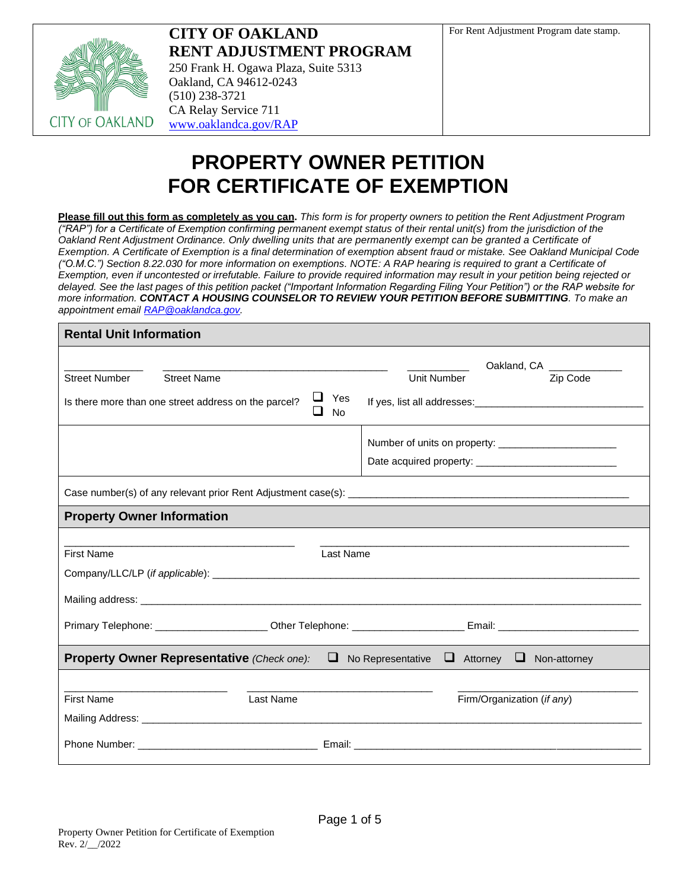**CITY OF OAKLAND**
**RENT ADJUSTMENT PROGRAM**
250 Frank H. Ogawa Plaza, Suite 5313
Oakland, CA 94612-0243
(510) 238-3721
CA Relay Service 711
www.oaklandca.gov/RAP

For Rent Adjustment Program date stamp.

# PROPERTY OWNER PETITION FOR CERTIFICATE OF EXEMPTION

**Please fill out this form as completely as you can.** *This form is for property owners to petition the Rent Adjustment Program ("RAP") for a Certificate of Exemption confirming permanent exempt status of their rental unit(s) from the jurisdiction of the Oakland Rent Adjustment Ordinance. Only dwelling units that are permanently exempt can be granted a Certificate of Exemption. A Certificate of Exemption is a final determination of exemption absent fraud or mistake. See Oakland Municipal Code ("O.M.C.") Section 8.22.030 for more information on exemptions. NOTE: A RAP hearing is required to grant a Certificate of Exemption, even if uncontested or irrefutable. Failure to provide required information may result in your petition being rejected or delayed. See the last pages of this petition packet ("Important Information Regarding Filing Your Petition") or the RAP website for more information.* ***CONTACT A HOUSING COUNSELOR TO REVIEW YOUR PETITION BEFORE SUBMITTING****. To make an appointment email RAP@oaklandca.gov.*

## Rental Unit Information

_____________ Street Number ________________________________ Street Name __________ Unit Number Oakland, CA ____________ Zip Code

Is there more than one street address on the parcel? ☐ Yes ☐ No If yes, list all addresses: ____________________________

Number of units on property: ____________________

Date acquired property: ________________________

Case number(s) of any relevant prior Rent Adjustment case(s): ______________________________________________

## Property Owner Information

_______________________________ First Name _______________________________ Last Name

Company/LLC/LP (*if applicable*): ____________________________________________________________

Mailing address: ____________________________________________________________________

Primary Telephone: ___________________ Other Telephone: ___________________ Email: ________________________

## Property Owner Representative *(Check one):* ☐ No Representative ☐ Attorney ☐ Non-attorney

__________________________ First Name ______________________________ Last Name ______________________________ Firm/Organization (*if any*)

Mailing Address: ____________________________________________________________________

Phone Number: _______________________________ Email: ______________________________________________

Property Owner Petition for Certificate of Exemption
Rev. 2/__/2022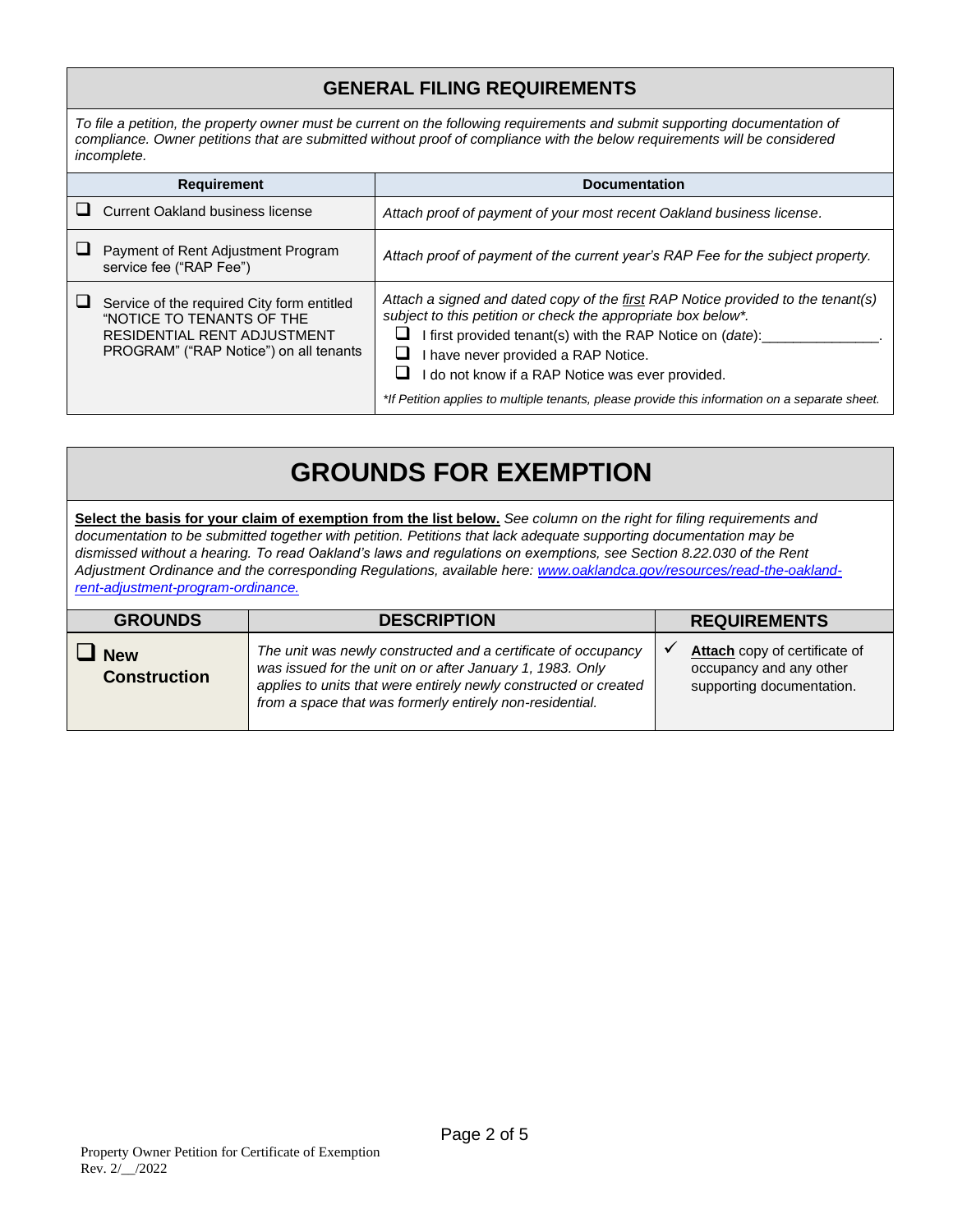## GENERAL FILING REQUIREMENTS

*To file a petition, the property owner must be current on the following requirements and submit supporting documentation of compliance. Owner petitions that are submitted without proof of compliance with the below requirements will be considered incomplete.*

| Requirement | Documentation |
|---|---|
| ❑ Current Oakland business license | *Attach proof of payment of your most recent Oakland business license.* |
| ❑ Payment of Rent Adjustment Program service fee ("RAP Fee") | *Attach proof of payment of the current year's RAP Fee for the subject property.* |
| ❑ Service of the required City form entitled "NOTICE TO TENANTS OF THE RESIDENTIAL RENT ADJUSTMENT PROGRAM" ("RAP Notice") on all tenants | *Attach a signed and dated copy of the first RAP Notice provided to the tenant(s) subject to this petition or check the appropriate box below\*.*<br>❑ I first provided tenant(s) with the RAP Notice on (*date*):_______________.<br>❑ I have never provided a RAP Notice.<br>❑ I do not know if a RAP Notice was ever provided.<br>*\*If Petition applies to multiple tenants, please provide this information on a separate sheet.* |

# GROUNDS FOR EXEMPTION

**Select the basis for your claim of exemption from the list below.** *See column on the right for filing requirements and documentation to be submitted together with petition. Petitions that lack adequate supporting documentation may be dismissed without a hearing. To read Oakland's laws and regulations on exemptions, see Section 8.22.030 of the Rent Adjustment Ordinance and the corresponding Regulations, available here: www.oaklandca.gov/resources/read-the-oakland-rent-adjustment-program-ordinance.*

| GROUNDS | DESCRIPTION | REQUIREMENTS |
|---|---|---|
| ❑ **New Construction** | *The unit was newly constructed and a certificate of occupancy was issued for the unit on or after January 1, 1983. Only applies to units that were entirely newly constructed or created from a space that was formerly entirely non-residential.* | ✓ **Attach** copy of certificate of occupancy and any other supporting documentation. |

Property Owner Petition for Certificate of Exemption
Rev. 2/__/2022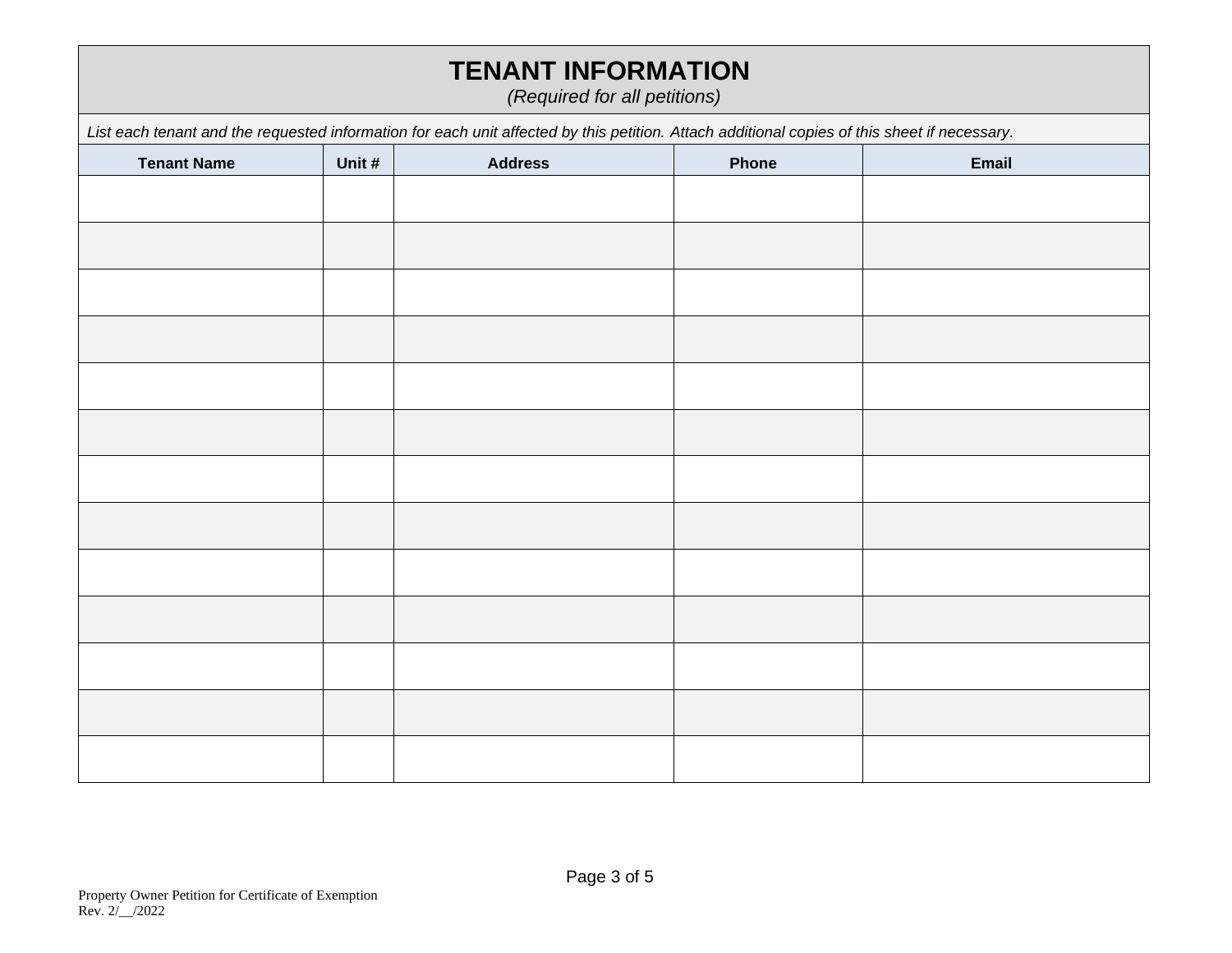# TENANT INFORMATION

*(Required for all petitions)*

*List each tenant and the requested information for each unit affected by this petition. Attach additional copies of this sheet if necessary.*

| Tenant Name | Unit # | Address | Phone | Email |
|---|---|---|---|---|
| | | | | |
| | | | | |
| | | | | |
| | | | | |
| | | | | |
| | | | | |
| | | | | |
| | | | | |
| | | | | |
| | | | | |
| | | | | |
| | | | | |
| | | | | |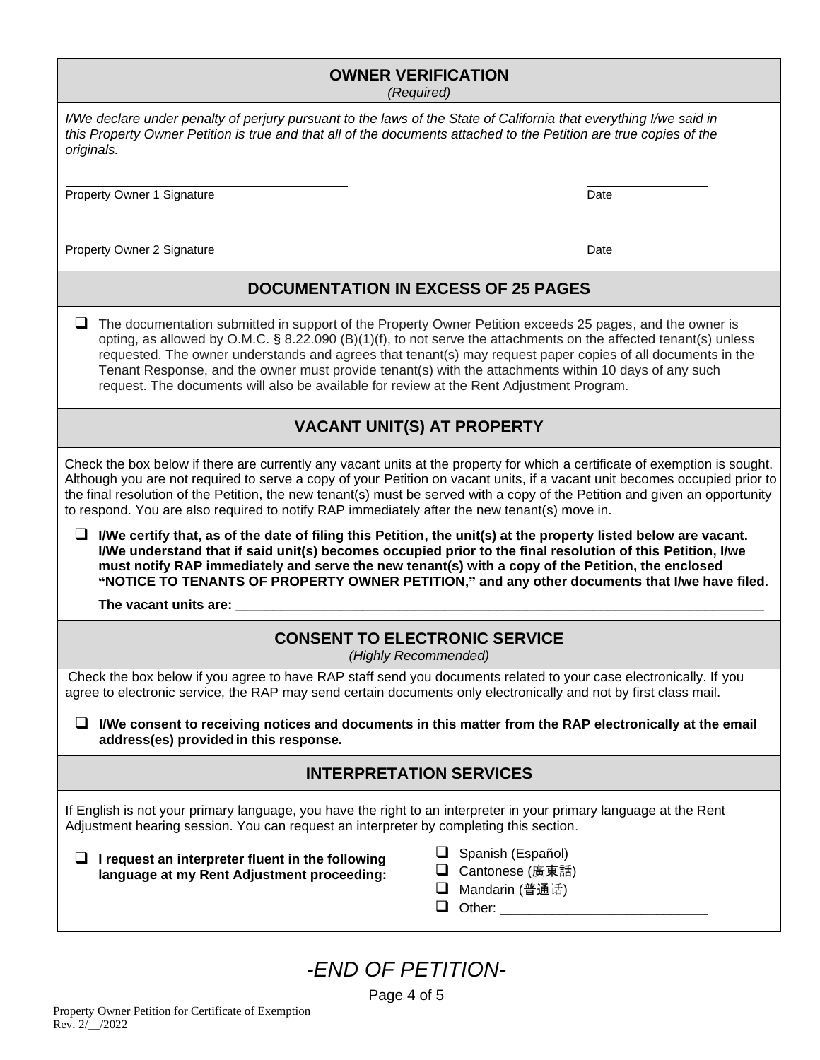## OWNER VERIFICATION

*(Required)*

*I/We declare under penalty of perjury pursuant to the laws of the State of California that everything I/we said in this Property Owner Petition is true and that all of the documents attached to the Petition are true copies of the originals.*

\_\_\_\_\_\_\_\_\_\_\_\_\_\_\_\_\_\_\_\_\_\_\_\_\_\_\_\_\_\_\_\_\_\_\_\_\_\_ \_\_\_\_\_\_\_\_\_\_\_\_\_\_\_\_

Property Owner 1 Signature Date

\_\_\_\_\_\_\_\_\_\_\_\_\_\_\_\_\_\_\_\_\_\_\_\_\_\_\_\_\_\_\_\_\_\_\_\_\_\_ \_\_\_\_\_\_\_\_\_\_\_\_\_\_\_\_

Property Owner 2 Signature Date

## DOCUMENTATION IN EXCESS OF 25 PAGES

- ❑ The documentation submitted in support of the Property Owner Petition exceeds 25 pages, and the owner is opting, as allowed by O.M.C. § 8.22.090 (B)(1)(f), to not serve the attachments on the affected tenant(s) unless requested. The owner understands and agrees that tenant(s) may request paper copies of all documents in the Tenant Response, and the owner must provide tenant(s) with the attachments within 10 days of any such request. The documents will also be available for review at the Rent Adjustment Program.

## VACANT UNIT(S) AT PROPERTY

Check the box below if there are currently any vacant units at the property for which a certificate of exemption is sought. Although you are not required to serve a copy of your Petition on vacant units, if a vacant unit becomes occupied prior to the final resolution of the Petition, the new tenant(s) must be served with a copy of the Petition and given an opportunity to respond. You are also required to notify RAP immediately after the new tenant(s) move in.

- ❑ **I/We certify that, as of the date of filing this Petition, the unit(s) at the property listed below are vacant. I/We understand that if said unit(s) becomes occupied prior to the final resolution of this Petition, I/we must notify RAP immediately and serve the new tenant(s) with a copy of the Petition, the enclosed "NOTICE TO TENANTS OF PROPERTY OWNER PETITION," and any other documents that I/we have filed.**

**The vacant units are:** \_\_\_\_\_\_\_\_\_\_\_\_\_\_\_\_\_\_\_\_\_\_\_\_\_\_\_\_\_\_\_\_\_\_\_\_\_\_\_\_\_\_\_\_\_\_\_\_\_\_\_\_\_\_\_\_\_\_\_\_

## CONSENT TO ELECTRONIC SERVICE

*(Highly Recommended)*

Check the box below if you agree to have RAP staff send you documents related to your case electronically. If you agree to electronic service, the RAP may send certain documents only electronically and not by first class mail.

- ❑ **I/We consent to receiving notices and documents in this matter from the RAP electronically at the email address(es) provided in this response.**

## INTERPRETATION SERVICES

If English is not your primary language, you have the right to an interpreter in your primary language at the Rent Adjustment hearing session. You can request an interpreter by completing this section.

- ❑ **I request an interpreter fluent in the following language at my Rent Adjustment proceeding:**
  - ❑ Spanish (Español)
  - ❑ Cantonese (廣東話)
  - ❑ Mandarin (普通话)
  - ❑ Other: \_\_\_\_\_\_\_\_\_\_\_\_\_\_\_\_\_\_\_\_\_\_\_\_\_\_\_\_

*-END OF PETITION-*

Property Owner Petition for Certificate of Exemption
Rev. 2/\_\_/2022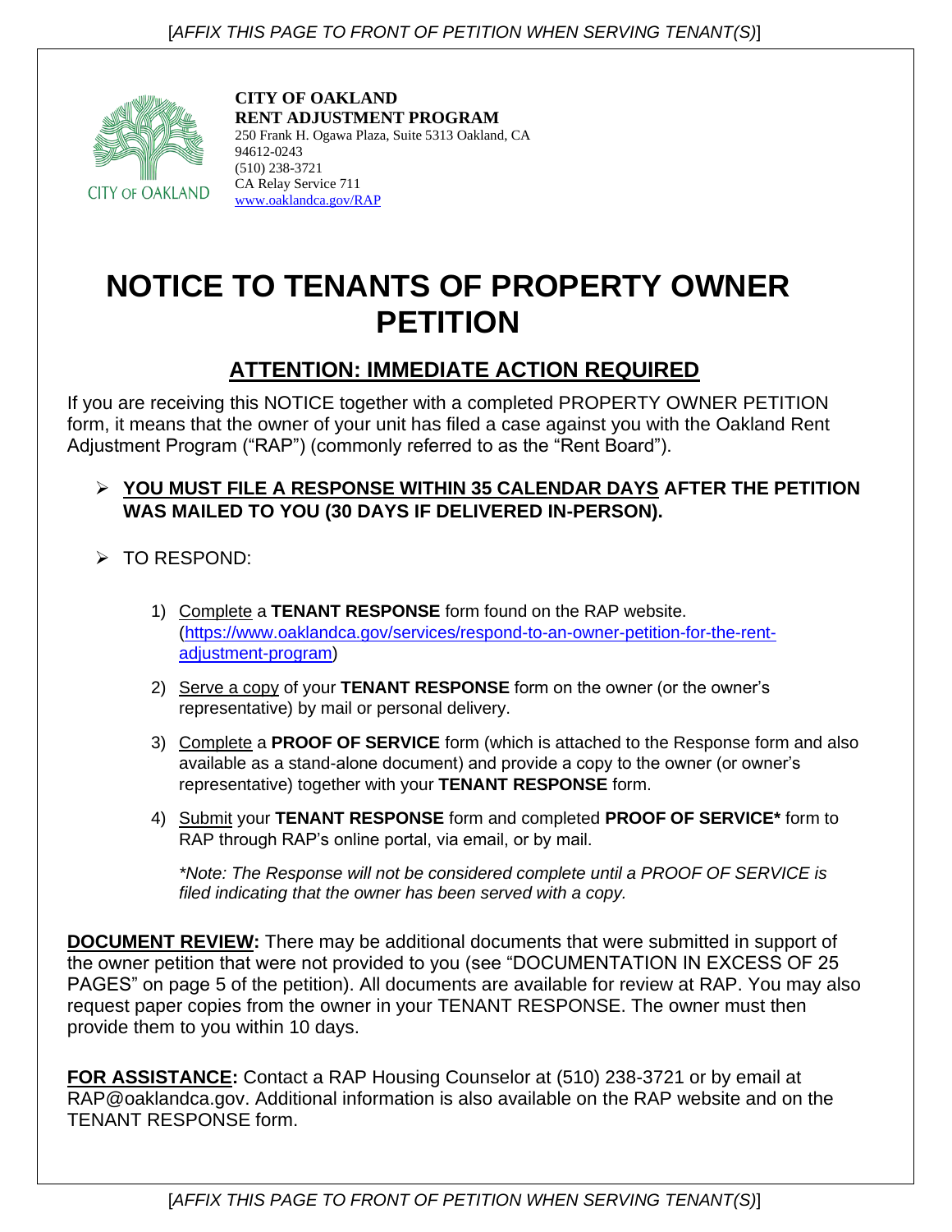[*AFFIX THIS PAGE TO FRONT OF PETITION WHEN SERVING TENANT(S)*]

**CITY OF OAKLAND**
**RENT ADJUSTMENT PROGRAM**
250 Frank H. Ogawa Plaza, Suite 5313 Oakland, CA 94612-0243
(510) 238-3721
CA Relay Service 711
www.oaklandca.gov/RAP

# NOTICE TO TENANTS OF PROPERTY OWNER PETITION

## ATTENTION: IMMEDIATE ACTION REQUIRED

If you are receiving this NOTICE together with a completed PROPERTY OWNER PETITION form, it means that the owner of your unit has filed a case against you with the Oakland Rent Adjustment Program ("RAP") (commonly referred to as the "Rent Board").

- **YOU MUST FILE A RESPONSE WITHIN 35 CALENDAR DAYS AFTER THE PETITION WAS MAILED TO YOU (30 DAYS IF DELIVERED IN-PERSON).**
- TO RESPOND:

  1) Complete a **TENANT RESPONSE** form found on the RAP website. (https://www.oaklandca.gov/services/respond-to-an-owner-petition-for-the-rent-adjustment-program)
  2) Serve a copy of your **TENANT RESPONSE** form on the owner (or the owner's representative) by mail or personal delivery.
  3) Complete a **PROOF OF SERVICE** form (which is attached to the Response form and also available as a stand-alone document) and provide a copy to the owner (or owner's representative) together with your **TENANT RESPONSE** form.
  4) Submit your **TENANT RESPONSE** form and completed **PROOF OF SERVICE*** form to RAP through RAP's online portal, via email, or by mail.

     *\*Note: The Response will not be considered complete until a PROOF OF SERVICE is filed indicating that the owner has been served with a copy.*

**DOCUMENT REVIEW:** There may be additional documents that were submitted in support of the owner petition that were not provided to you (see "DOCUMENTATION IN EXCESS OF 25 PAGES" on page 5 of the petition). All documents are available for review at RAP. You may also request paper copies from the owner in your TENANT RESPONSE. The owner must then provide them to you within 10 days.

**FOR ASSISTANCE:** Contact a RAP Housing Counselor at (510) 238-3721 or by email at RAP@oaklandca.gov. Additional information is also available on the RAP website and on the TENANT RESPONSE form.

[*AFFIX THIS PAGE TO FRONT OF PETITION WHEN SERVING TENANT(S)*]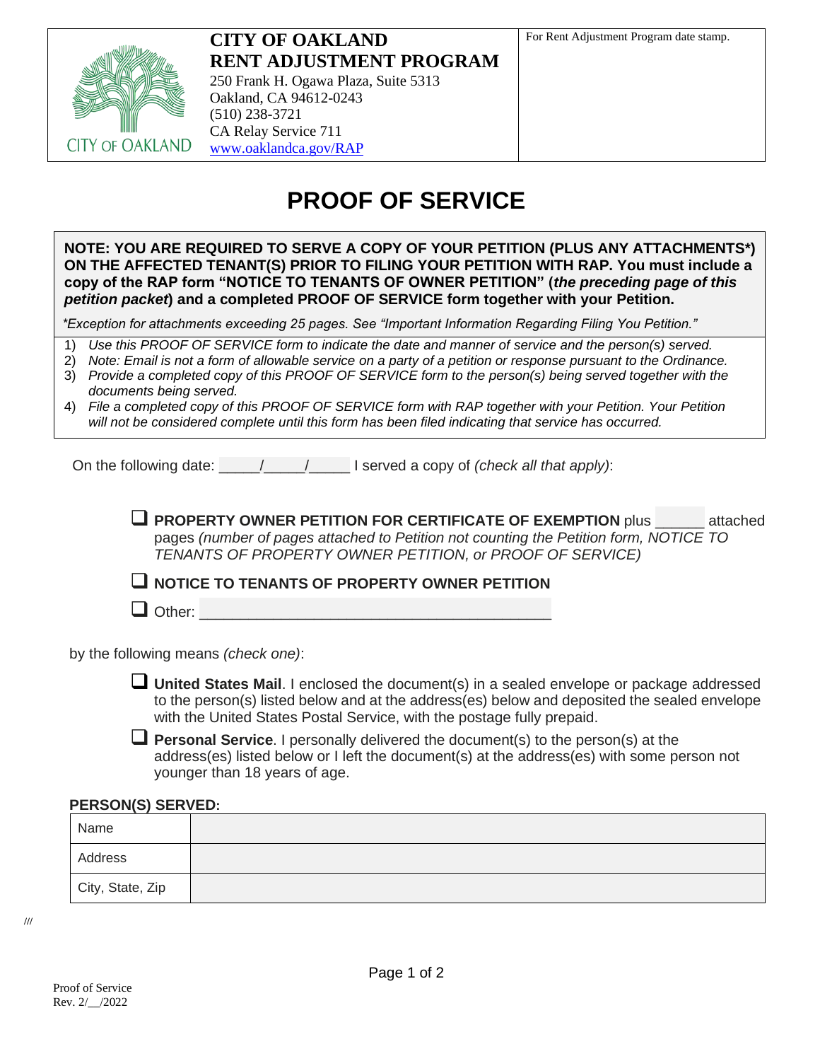**CITY OF OAKLAND**
**RENT ADJUSTMENT PROGRAM**
250 Frank H. Ogawa Plaza, Suite 5313
Oakland, CA 94612-0243
(510) 238-3721
CA Relay Service 711
www.oaklandca.gov/RAP

For Rent Adjustment Program date stamp.

# PROOF OF SERVICE

**NOTE: YOU ARE REQUIRED TO SERVE A COPY OF YOUR PETITION (PLUS ANY ATTACHMENTS*) ON THE AFFECTED TENANT(S) PRIOR TO FILING YOUR PETITION WITH RAP. You must include a copy of the RAP form "NOTICE TO TENANTS OF OWNER PETITION" (*the preceding page of this petition packet*) and a completed PROOF OF SERVICE form together with your Petition.**

*\*Exception for attachments exceeding 25 pages. See "Important Information Regarding Filing You Petition."*

1) *Use this PROOF OF SERVICE form to indicate the date and manner of service and the person(s) served.*
2) *Note: Email is not a form of allowable service on a party of a petition or response pursuant to the Ordinance.*
3) *Provide a completed copy of this PROOF OF SERVICE form to the person(s) being served together with the documents being served.*
4) *File a completed copy of this PROOF OF SERVICE form with RAP together with your Petition. Your Petition will not be considered complete until this form has been filed indicating that service has occurred.*

On the following date: _____/_____/_____ I served a copy of *(check all that apply)*:

- ☐ **PROPERTY OWNER PETITION FOR CERTIFICATE OF EXEMPTION** plus ______ attached pages *(number of pages attached to Petition not counting the Petition form, NOTICE TO TENANTS OF PROPERTY OWNER PETITION, or PROOF OF SERVICE)*
- ☐ **NOTICE TO TENANTS OF PROPERTY OWNER PETITION**
- ☐ Other: ___________________________________________

by the following means *(check one)*:

- ☐ **United States Mail**. I enclosed the document(s) in a sealed envelope or package addressed to the person(s) listed below and at the address(es) below and deposited the sealed envelope with the United States Postal Service, with the postage fully prepaid.
- ☐ **Personal Service**. I personally delivered the document(s) to the person(s) at the address(es) listed below or I left the document(s) at the address(es) with some person not younger than 18 years of age.

**PERSON(S) SERVED:**

| | |
|---|---|
| Name | |
| Address | |
| City, State, Zip | |

///

Proof of Service
Rev. 2/__/2022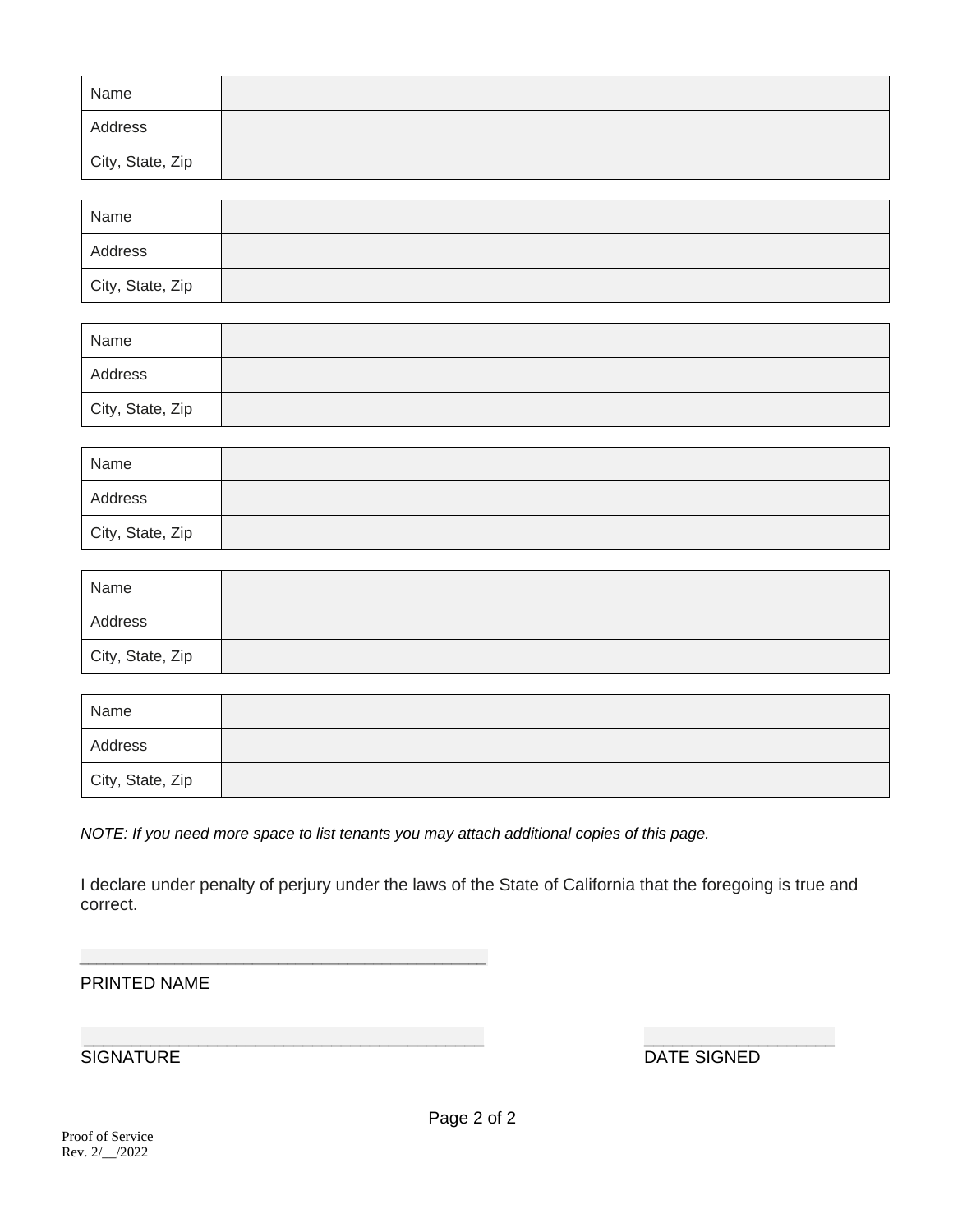| Name | |
| --- | --- |
| Address | |
| City, State, Zip | |

| Name | |
| --- | --- |
| Address | |
| City, State, Zip | |

| Name | |
| --- | --- |
| Address | |
| City, State, Zip | |

| Name | |
| --- | --- |
| Address | |
| City, State, Zip | |

| Name | |
| --- | --- |
| Address | |
| City, State, Zip | |

| Name | |
| --- | --- |
| Address | |
| City, State, Zip | |

*NOTE: If you need more space to list tenants you may attach additional copies of this page.*

I declare under penalty of perjury under the laws of the State of California that the foregoing is true and correct.

______________________________________
PRINTED NAME

______________________________________ ____________________
SIGNATURE DATE SIGNED

Proof of Service
Rev. 2/__/2022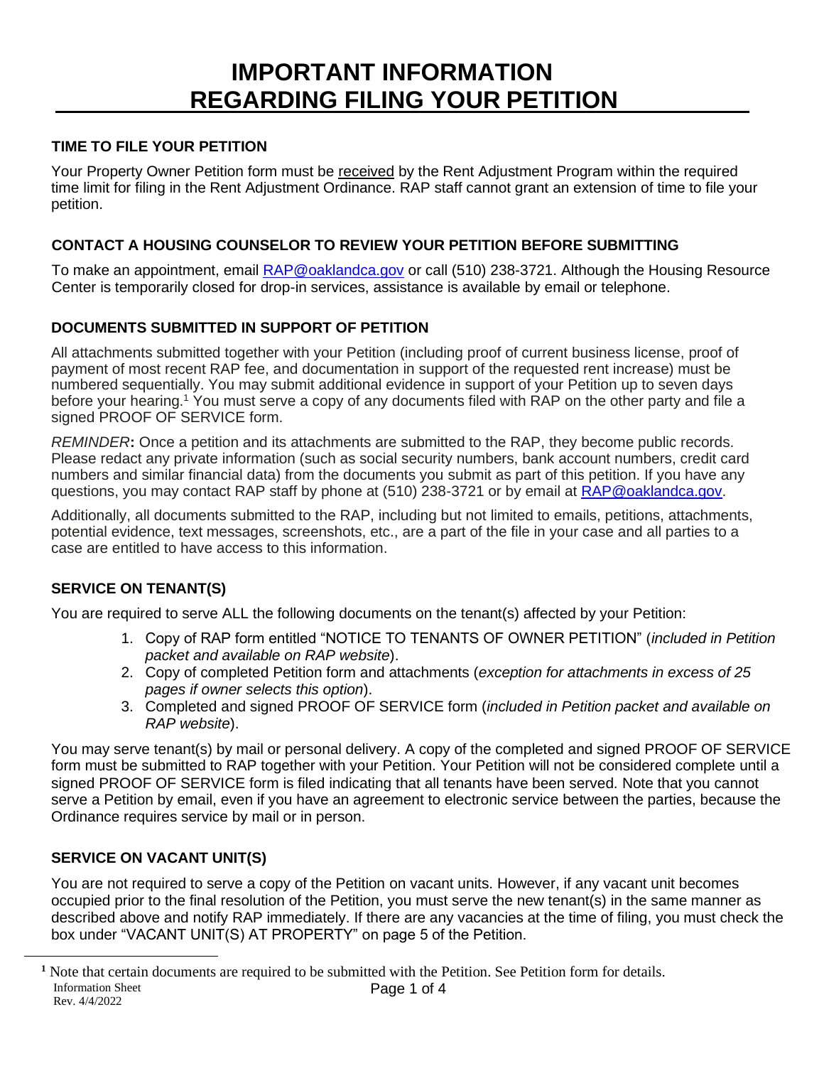# IMPORTANT INFORMATION REGARDING FILING YOUR PETITION

### TIME TO FILE YOUR PETITION

Your Property Owner Petition form must be received by the Rent Adjustment Program within the required time limit for filing in the Rent Adjustment Ordinance. RAP staff cannot grant an extension of time to file your petition.

### CONTACT A HOUSING COUNSELOR TO REVIEW YOUR PETITION BEFORE SUBMITTING

To make an appointment, email RAP@oaklandca.gov or call (510) 238-3721. Although the Housing Resource Center is temporarily closed for drop-in services, assistance is available by email or telephone.

### DOCUMENTS SUBMITTED IN SUPPORT OF PETITION

All attachments submitted together with your Petition (including proof of current business license, proof of payment of most recent RAP fee, and documentation in support of the requested rent increase) must be numbered sequentially. You may submit additional evidence in support of your Petition up to seven days before your hearing.[1] You must serve a copy of any documents filed with RAP on the other party and file a signed PROOF OF SERVICE form.

*REMINDER*: Once a petition and its attachments are submitted to the RAP, they become public records. Please redact any private information (such as social security numbers, bank account numbers, credit card numbers and similar financial data) from the documents you submit as part of this petition. If you have any questions, you may contact RAP staff by phone at (510) 238-3721 or by email at RAP@oaklandca.gov.

Additionally, all documents submitted to the RAP, including but not limited to emails, petitions, attachments, potential evidence, text messages, screenshots, etc., are a part of the file in your case and all parties to a case are entitled to have access to this information.

### SERVICE ON TENANT(S)

You are required to serve ALL the following documents on the tenant(s) affected by your Petition:

1. Copy of RAP form entitled "NOTICE TO TENANTS OF OWNER PETITION" (*included in Petition packet and available on RAP website*).
2. Copy of completed Petition form and attachments (*exception for attachments in excess of 25 pages if owner selects this option*).
3. Completed and signed PROOF OF SERVICE form (*included in Petition packet and available on RAP website*).

You may serve tenant(s) by mail or personal delivery. A copy of the completed and signed PROOF OF SERVICE form must be submitted to RAP together with your Petition. Your Petition will not be considered complete until a signed PROOF OF SERVICE form is filed indicating that all tenants have been served. Note that you cannot serve a Petition by email, even if you have an agreement to electronic service between the parties, because the Ordinance requires service by mail or in person.

### SERVICE ON VACANT UNIT(S)

You are not required to serve a copy of the Petition on vacant units. However, if any vacant unit becomes occupied prior to the final resolution of the Petition, you must serve the new tenant(s) in the same manner as described above and notify RAP immediately. If there are any vacancies at the time of filing, you must check the box under "VACANT UNIT(S) AT PROPERTY" on page 5 of the Petition.

[1] Note that certain documents are required to be submitted with the Petition. See Petition form for details.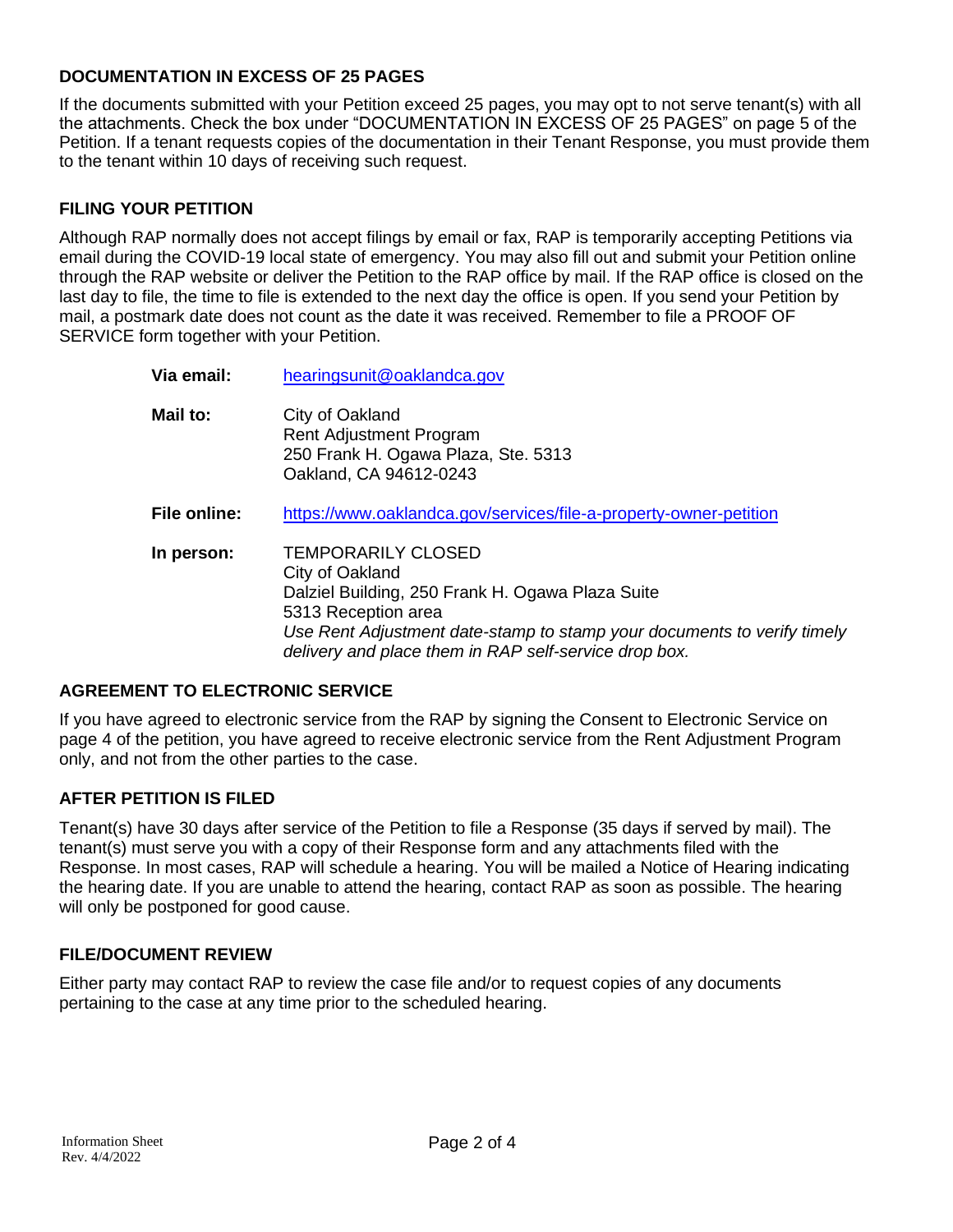### DOCUMENTATION IN EXCESS OF 25 PAGES

If the documents submitted with your Petition exceed 25 pages, you may opt to not serve tenant(s) with all the attachments. Check the box under "DOCUMENTATION IN EXCESS OF 25 PAGES" on page 5 of the Petition. If a tenant requests copies of the documentation in their Tenant Response, you must provide them to the tenant within 10 days of receiving such request.

### FILING YOUR PETITION

Although RAP normally does not accept filings by email or fax, RAP is temporarily accepting Petitions via email during the COVID-19 local state of emergency. You may also fill out and submit your Petition online through the RAP website or deliver the Petition to the RAP office by mail. If the RAP office is closed on the last day to file, the time to file is extended to the next day the office is open. If you send your Petition by mail, a postmark date does not count as the date it was received. Remember to file a PROOF OF SERVICE form together with your Petition.

**Via email:** [hearingsunit@oaklandca.gov](mailto:hearingsunit@oaklandca.gov)

**Mail to:**
City of Oakland
Rent Adjustment Program
250 Frank H. Ogawa Plaza, Ste. 5313
Oakland, CA 94612-0243

**File online:** [https://www.oaklandca.gov/services/file-a-property-owner-petition](https://www.oaklandca.gov/services/file-a-property-owner-petition)

**In person:**
TEMPORARILY CLOSED
City of Oakland
Dalziel Building, 250 Frank H. Ogawa Plaza Suite
5313 Reception area
*Use Rent Adjustment date-stamp to stamp your documents to verify timely delivery and place them in RAP self-service drop box.*

### AGREEMENT TO ELECTRONIC SERVICE

If you have agreed to electronic service from the RAP by signing the Consent to Electronic Service on page 4 of the petition, you have agreed to receive electronic service from the Rent Adjustment Program only, and not from the other parties to the case.

### AFTER PETITION IS FILED

Tenant(s) have 30 days after service of the Petition to file a Response (35 days if served by mail). The tenant(s) must serve you with a copy of their Response form and any attachments filed with the Response. In most cases, RAP will schedule a hearing. You will be mailed a Notice of Hearing indicating the hearing date. If you are unable to attend the hearing, contact RAP as soon as possible. The hearing will only be postponed for good cause.

### FILE/DOCUMENT REVIEW

Either party may contact RAP to review the case file and/or to request copies of any documents pertaining to the case at any time prior to the scheduled hearing.

Information Sheet
Rev. 4/4/2022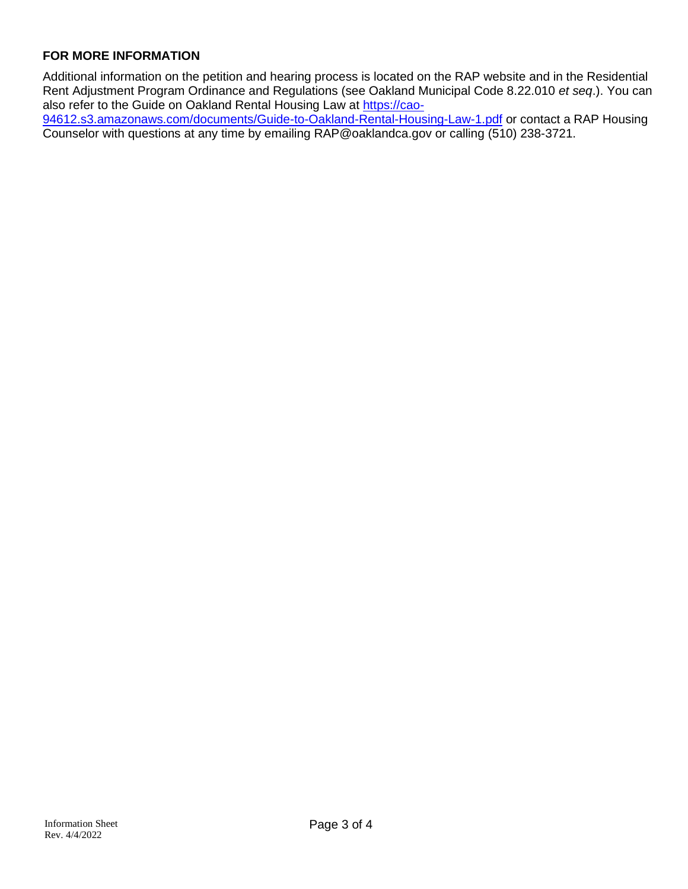**FOR MORE INFORMATION**

Additional information on the petition and hearing process is located on the RAP website and in the Residential Rent Adjustment Program Ordinance and Regulations (see Oakland Municipal Code 8.22.010 *et seq*.). You can also refer to the Guide on Oakland Rental Housing Law at [https://cao-94612.s3.amazonaws.com/documents/Guide-to-Oakland-Rental-Housing-Law-1.pdf](https://cao-94612.s3.amazonaws.com/documents/Guide-to-Oakland-Rental-Housing-Law-1.pdf) or contact a RAP Housing Counselor with questions at any time by emailing RAP@oaklandca.gov or calling (510) 238-3721.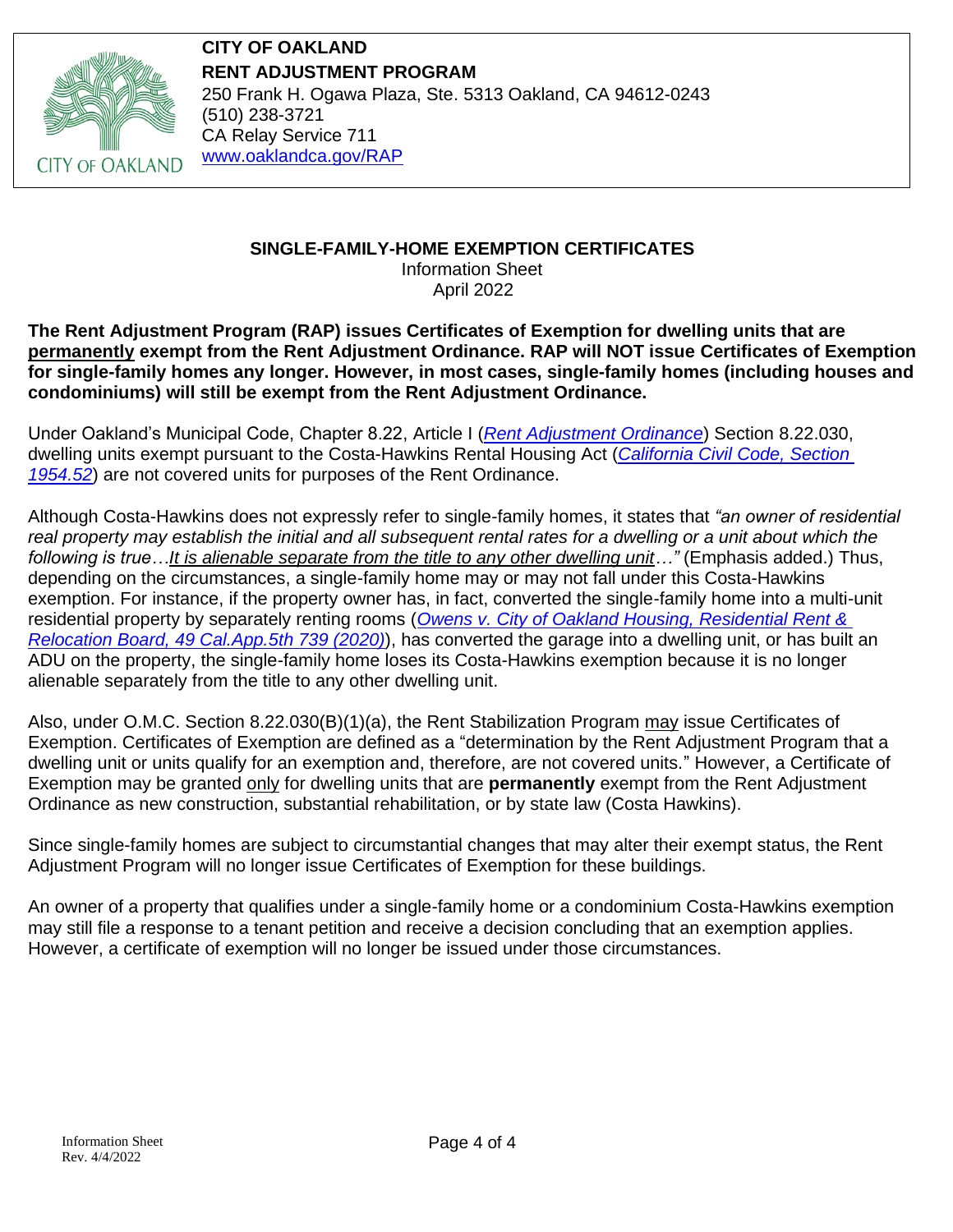**CITY OF OAKLAND**
**RENT ADJUSTMENT PROGRAM**
250 Frank H. Ogawa Plaza, Ste. 5313 Oakland, CA 94612-0243
(510) 238-3721
CA Relay Service 711
www.oaklandca.gov/RAP

CITY OF OAKLAND

## SINGLE-FAMILY-HOME EXEMPTION CERTIFICATES

Information Sheet
April 2022

**The Rent Adjustment Program (RAP) issues Certificates of Exemption for dwelling units that are permanently exempt from the Rent Adjustment Ordinance. RAP will NOT issue Certificates of Exemption for single-family homes any longer. However, in most cases, single-family homes (including houses and condominiums) will still be exempt from the Rent Adjustment Ordinance.**

Under Oakland's Municipal Code, Chapter 8.22, Article I (*Rent Adjustment Ordinance*) Section 8.22.030, dwelling units exempt pursuant to the Costa-Hawkins Rental Housing Act (*California Civil Code, Section 1954.52*) are not covered units for purposes of the Rent Ordinance.

Although Costa-Hawkins does not expressly refer to single-family homes, it states that *"an owner of residential real property may establish the initial and all subsequent rental rates for a dwelling or a unit about which the following is true…It is alienable separate from the title to any other dwelling unit…"* (Emphasis added.) Thus, depending on the circumstances, a single-family home may or may not fall under this Costa-Hawkins exemption. For instance, if the property owner has, in fact, converted the single-family home into a multi-unit residential property by separately renting rooms (*Owens v. City of Oakland Housing, Residential Rent & Relocation Board, 49 Cal.App.5th 739 (2020)*), has converted the garage into a dwelling unit, or has built an ADU on the property, the single-family home loses its Costa-Hawkins exemption because it is no longer alienable separately from the title to any other dwelling unit.

Also, under O.M.C. Section 8.22.030(B)(1)(a), the Rent Stabilization Program may issue Certificates of Exemption. Certificates of Exemption are defined as a "determination by the Rent Adjustment Program that a dwelling unit or units qualify for an exemption and, therefore, are not covered units." However, a Certificate of Exemption may be granted only for dwelling units that are **permanently** exempt from the Rent Adjustment Ordinance as new construction, substantial rehabilitation, or by state law (Costa Hawkins).

Since single-family homes are subject to circumstantial changes that may alter their exempt status, the Rent Adjustment Program will no longer issue Certificates of Exemption for these buildings.

An owner of a property that qualifies under a single-family home or a condominium Costa-Hawkins exemption may still file a response to a tenant petition and receive a decision concluding that an exemption applies. However, a certificate of exemption will no longer be issued under those circumstances.